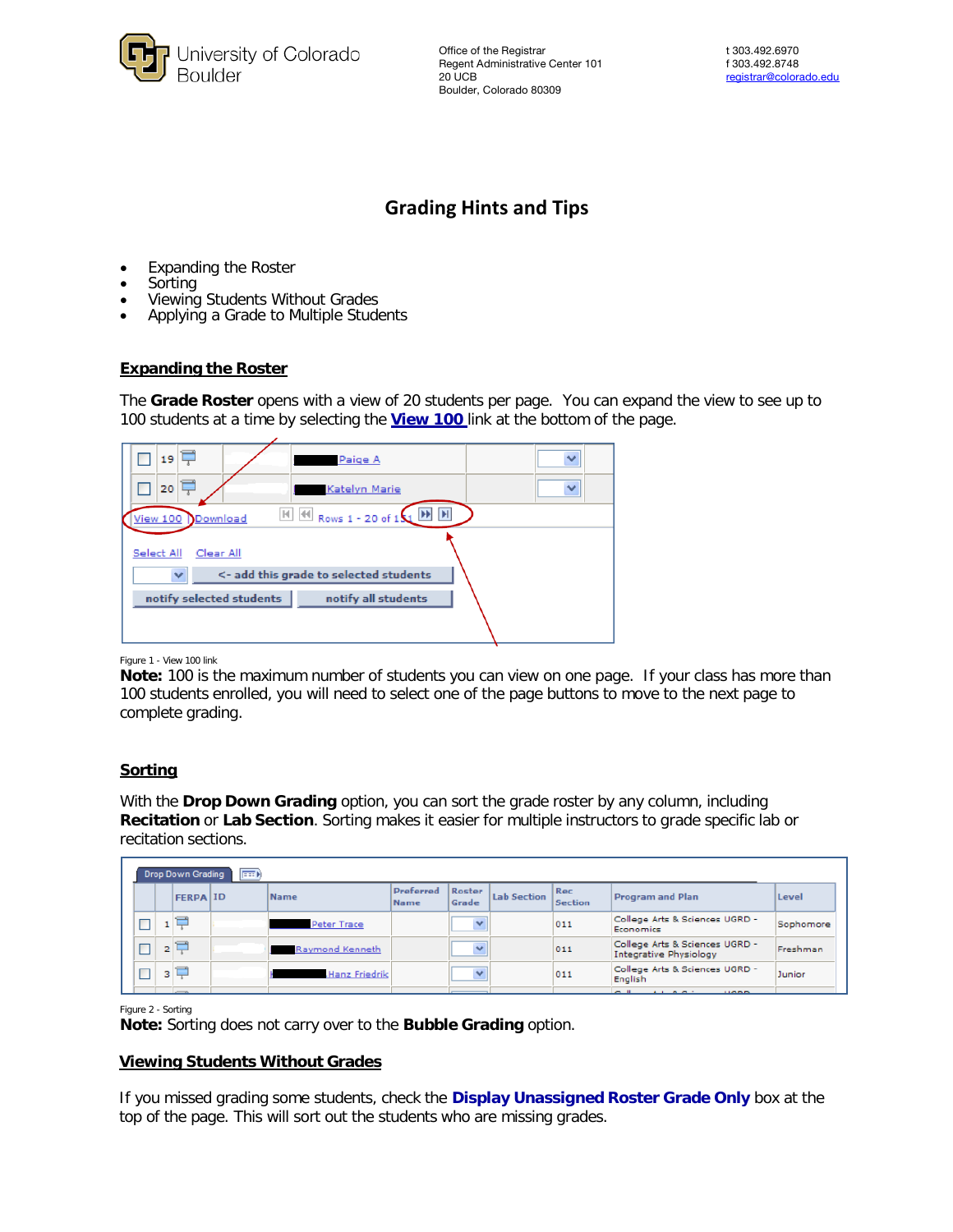University of Colorado Boulder

Office of the Registrar
Regent Administrative Center 101
20 UCB
Boulder, Colorado 80309

t 303.492.6970
f 303.492.8748
registrar@colorado.edu

# Grading Hints and Tips

- Expanding the Roster
- Sorting
- Viewing Students Without Grades
- Applying a Grade to Multiple Students

## Expanding the Roster

The **Grade Roster** opens with a view of 20 students per page. You can expand the view to see up to 100 students at a time by selecting the **View 100** link at the bottom of the page.

Figure 1 - View 100 link

**Note:** 100 is the maximum number of students you can view on one page. If your class has more than 100 students enrolled, you will need to select one of the page buttons to move to the next page to complete grading.

## Sorting

With the **Drop Down Grading** option, you can sort the grade roster by any column, including **Recitation** or **Lab Section**. Sorting makes it easier for multiple instructors to grade specific lab or recitation sections.

Figure 2 - Sorting

**Note:** Sorting does not carry over to the **Bubble Grading** option.

## Viewing Students Without Grades

If you missed grading some students, check the **Display Unassigned Roster Grade Only** box at the top of the page. This will sort out the students who are missing grades.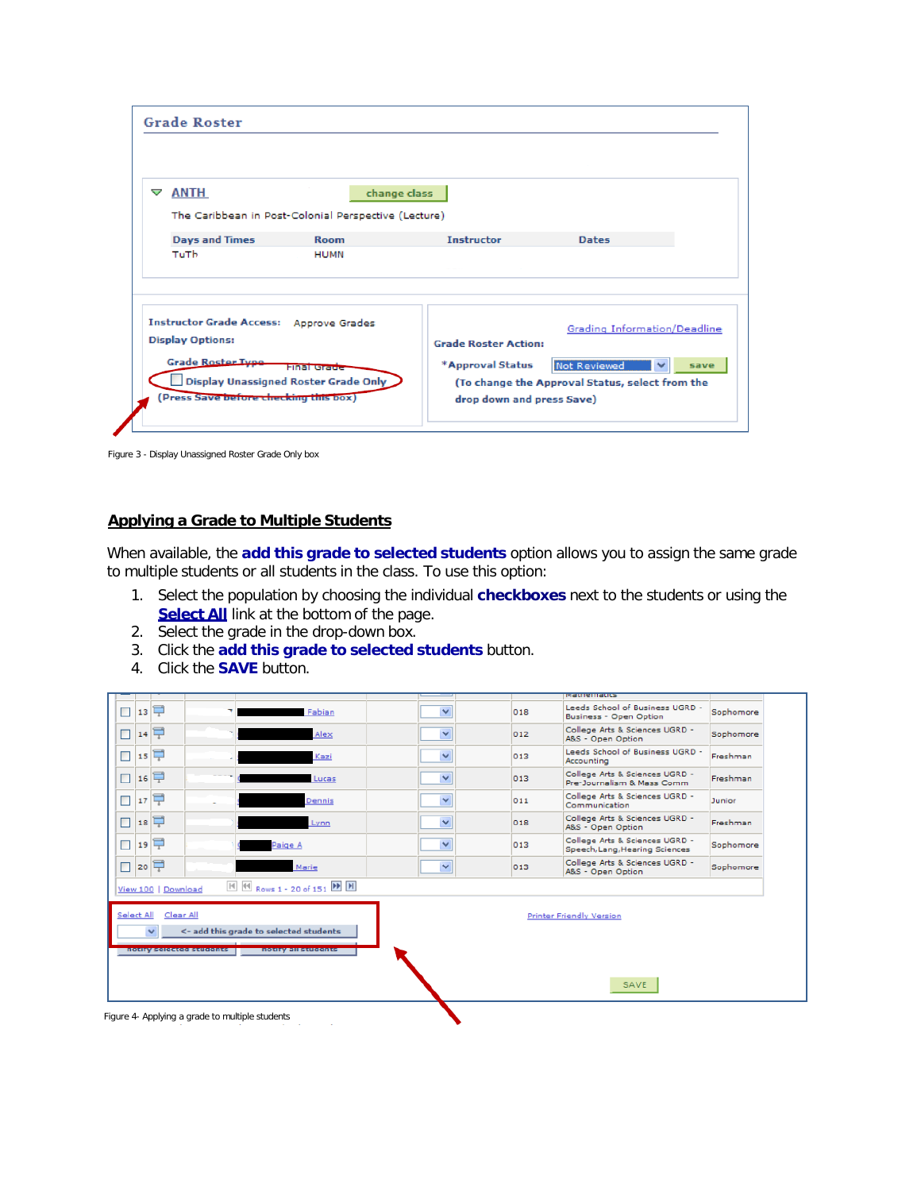Figure 3 - Display Unassigned Roster Grade Only box

## Applying a Grade to Multiple Students

When available, the **add this grade to selected students** option allows you to assign the same grade to multiple students or all students in the class. To use this option:

1. Select the population by choosing the individual **checkboxes** next to the students or using the **Select All** link at the bottom of the page.
2. Select the grade in the drop-down box.
3. Click the **add this grade to selected students** button.
4. Click the **SAVE** button.

Figure 4- Applying a grade to multiple students